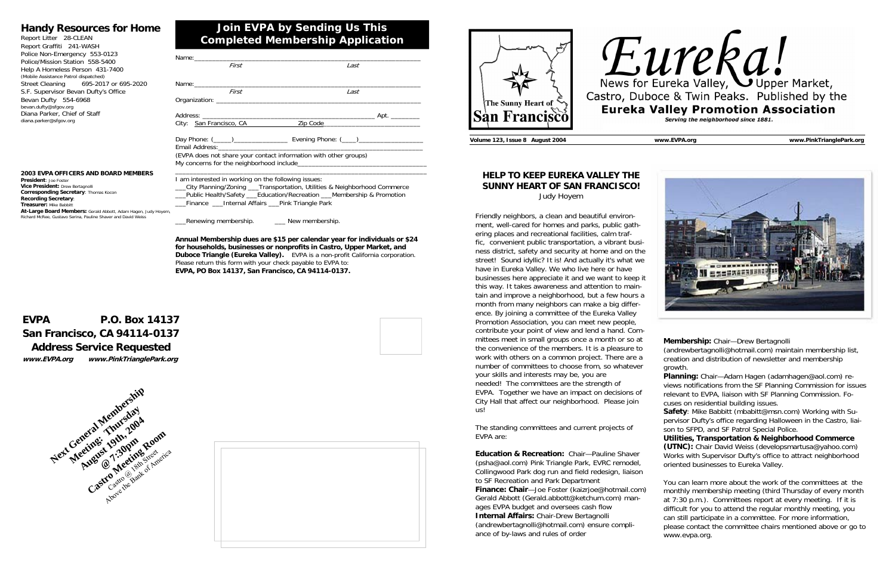## Handy Resources for Home

Report Litter 28-CLEAN
Report Graffiti 241-WASH
Police Non-Emergency 553-0123
Police/Mission Station 558-5400
Help A Homeless Person 431-7400
(Mobile Assistance Patrol dispatched)
Street Cleaning 695-2017 or 695-2020
S.F. Supervisor Bevan Dufty's Office
Bevan Dufty 554-6968
bevan.dufty@sfgov.org
Diana Parker, Chief of Staff
diana.parker@sfgov.org

**2003 EVPA OFFICERS AND BOARD MEMBERS**
**President**: Joe Foster
**Vice President:** Drew Bertagnolli
**Corresponding Secretary**: Thomas Kocon
**Recording Secretary**:
**Treasurer:** Mike Babbitt
**At-Large Board Members:** Gerald Abbott, Adam Hagen, Judy Hoyem, Richard McRee, Gustavo Serina, Pauline Shaver and David Weiss

## Join EVPA by Sending Us This Completed Membership Application

Name:________________________________________
First Last

Name:________________________________________
First Last

Organization: ________________________________

Address: ______________________________ Apt. ________
City: San Francisco, CA Zip Code___________________

Day Phone: (_____)______________ Evening Phone: (____)________________
Email Address:________________________________
(EVPA does not share your contact information with other groups)
My concerns for the neighborhood include______________________________
_____________________________________________

I am interested in working on the following issues:
___City Planning/Zoning ___Transportation, Utilities & Neighborhood Commerce
___Public Health/Safety ___Education/Recreation ___Membership & Promotion
___Finance ___Internal Affairs ___Pink Triangle Park

___Renewing membership. ___ New membership.

**Annual Membership dues are $15 per calendar year for individuals or $24 for households, businesses or nonprofits in Castro, Upper Market, and Duboce Triangle (Eureka Valley).** EVPA is a non-profit California corporation. Please return this form with your check payable to EVPA to:
**EVPA, PO Box 14137, San Francisco, CA 94114-0137.**

**EVPA P.O. Box 14137**
**San Francisco, CA 94114-0137**
**Address Service Requested**
***www.EVPA.org www.PinkTrianglePark.org***

**Next General Membership Meeting: Thursday August 19th, 2004 @ 7:30pm Castro Meeting Room**
Castro @ 18th Street
Above the Bank of America

The Sunny Heart of San Francisco

# Eureka!

News for Eureka Valley, Upper Market, Castro, Duboce & Twin Peaks. Published by the
**Eureka Valley Promotion Association**
*Serving the neighborhood since 1881.*

**Volume 123, Issue 8 August 2004** **www.EVPA.org** **www.PinkTrianglePark.org**

## HELP TO KEEP EUREKA VALLEY THE SUNNY HEART OF SAN FRANCISCO!

Judy Hoyem

Friendly neighbors, a clean and beautiful environment, well-cared for homes and parks, public gathering places and recreational facilities, calm traffic, convenient public transportation, a vibrant business district, safety and security at home and on the street! Sound idyllic? It is! And actually it's what we have in Eureka Valley. We who live here or have businesses here appreciate it and we want to keep it this way. It takes awareness and attention to maintain and improve a neighborhood, but a few hours a month from many neighbors can make a big difference. By joining a committee of the Eureka Valley Promotion Association, you can meet new people, contribute your point of view and lend a hand. Committees meet in small groups once a month or so at the convenience of the members. It is a pleasure to work with others on a common project. There are a number of committees to choose from, so whatever your skills and interests may be, you are needed! The committees are the strength of EVPA. Together we have an impact on decisions of City Hall that affect our neighborhood. Please join us!

The standing committees and current projects of EVPA are:

**Education & Recreation:** Chair—Pauline Shaver (psha@aol.com) Pink Triangle Park, EVRC remodel, Collingwood Park dog run and field redesign, liaison to SF Recreation and Park Department
**Finance: Chair**—Joe Foster (kaizrjoe@hotmail.com) Gerald Abbott (Gerald.abbott@ketchum.com) manages EVPA budget and oversees cash flow
**Internal Affairs:** Chair-Drew Bertagnolli (andrewbertagnolli@hotmail.com) ensure compliance of by-laws and rules of order

**Membership:** Chair—Drew Bertagnolli (andrewbertagnolli@hotmail.com) maintain membership list, creation and distribution of newsletter and membership growth.
**Planning:** Chair—Adam Hagen (adamhagen@aol.com) reviews notifications from the SF Planning Commission for issues relevant to EVPA, liaison with SF Planning Commission. Focuses on residential building issues.
**Safety**: Mike Babbitt (mbabitt@msn.com) Working with Supervisor Dufty's office regarding Halloween in the Castro, liaison to SFPD, and SF Patrol Special Police.
**Utilities, Transportation & Neighborhood Commerce (UTNC):** Chair David Weiss (developsmartusa@yahoo.com) Works with Supervisor Dufty's office to attract neighborhood oriented businesses to Eureka Valley.

You can learn more about the work of the committees at the monthly membership meeting (third Thursday of every month at 7:30 p.m.). Committees report at every meeting. If it is difficult for you to attend the regular monthly meeting, you can still participate in a committee. For more information, please contact the committee chairs mentioned above or go to www.evpa.org.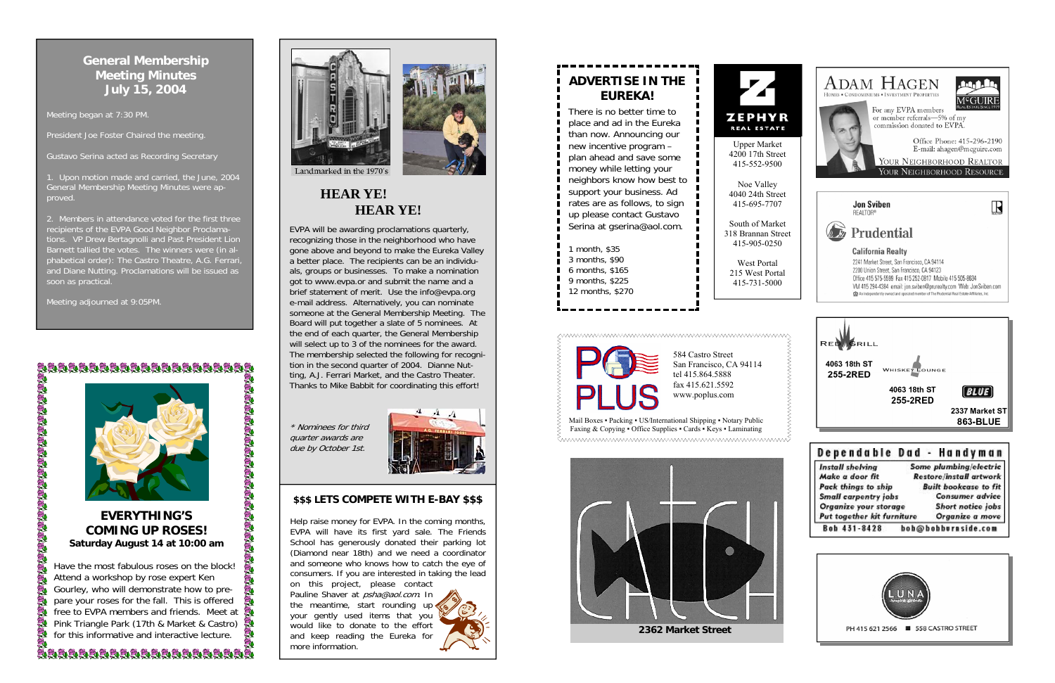## General Membership Meeting Minutes July 15, 2004

Meeting began at 7:30 PM.

President Joe Foster Chaired the meeting.

Gustavo Serina acted as Recording Secretary

1. Upon motion made and carried, the June, 2004 General Membership Meeting Minutes were approved.

2. Members in attendance voted for the first three recipients of the EVPA Good Neighbor Proclamations. VP Drew Bertagnolli and Past President Lion Barnett tallied the votes. The winners were (in alphabetical order): The Castro Theatre, A.G. Ferrari, and Diane Nutting. Proclamations will be issued as soon as practical.

Meeting adjourned at 9:05PM.

## EVERYTHING'S COMING UP ROSES!

**Saturday August 14 at 10:00 am**

Have the most fabulous roses on the block! Attend a workshop by rose expert Ken Gourley, who will demonstrate how to prepare your roses for the fall. This is offered free to EVPA members and friends. Meet at Pink Triangle Park (17th & Market & Castro) for this informative and interactive lecture.

Landmarked in the 1970's

## HEAR YE! HEAR YE!

EVPA will be awarding proclamations quarterly, recognizing those in the neighborhood who have gone above and beyond to make the Eureka Valley a better place. The recipients can be an individuals, groups or businesses. To make a nomination got to www.evpa.or and submit the name and a brief statement of merit. Use the info@evpa.org e-mail address. Alternatively, you can nominate someone at the General Membership Meeting. The Board will put together a slate of 5 nominees. At the end of each quarter, the General Membership will select up to 3 of the nominees for the award. The membership selected the following for recognition in the second quarter of 2004. Dianne Nutting, A.J. Ferrari Market, and the Castro Theater. Thanks to Mike Babbit for coordinating this effort!

*\* Nominees for third quarter awards are due by October 1st.*

## $$$ LETS COMPETE WITH E-BAY $$$

Help raise money for EVPA. In the coming months, EVPA will have its first yard sale. The Friends School has generously donated their parking lot (Diamond near 18th) and we need a coordinator and someone who knows how to catch the eye of consumers. If you are interested in taking the lead on this project, please contact Pauline Shaver at *psha@aol.com*. In the meantime, start rounding up your gently used items that you would like to donate to the effort and keep reading the Eureka for more information.

## ADVERTISE IN THE EUREKA!

There is no better time to place and ad in the Eureka than now. Announcing our new incentive program – plan ahead and save some money while letting your neighbors know how best to support your business. Ad rates are as follows, to sign up please contact Gustavo Serina at gserina@aol.com.

1 month, $35
3 months, $90
6 months, $165
9 months, $225
12 months, $270

ZEPHYR REAL ESTATE

Upper Market
4200 17th Street
415-552-9500

Noe Valley
4040 24th Street
415-695-7707

South of Market
318 Brannan Street
415-905-0250

West Portal
215 West Portal
415-731-5000

ADAM HAGEN
HOMES • CONDOMINIUMS • INVESTMENT PROPERTIES
McGUIRE REAL ESTATE SINCE 1919

For any EVPA members or member referrals—5% of my commission donated to EVPA.

Office Phone: 415-296-2190
E-mail: ahagen@mcguire.com

YOUR NEIGHBORHOOD REALTOR
YOUR NEIGHBORHOOD RESOURCE

Jon Sviben
REALTOR®
Prudential
California Realty
2241 Market Street, San Francisco, CA 94114
2200 Union Street, San Francisco, CA 94123
Office 415 575-5599 Fax 415 252-0817 Mobile 415 505-8634
VM 415 294-4384 email: jon.sviben@prurealty.com Web: JonSviben.com
An independently owned and operated member of The Prudential Real Estate Affiliates, Inc.

PO PLUS
584 Castro Street
San Francisco, CA 94114
tel 415.864.5888
fax 415.621.5592
www.poplus.com

Mail Boxes • Packing • US/International Shipping • Notary Public
Faxing & Copying • Office Supplies • Cards • Keys • Laminating

RED GRILL
4063 18th ST
255-2RED

WHISKEY LOUNGE
4063 18th ST
255-2RED

BLUE
2337 Market ST
863-BLUE

CATCH
2362 Market Street

Dependable Dad - Handyman

| | |
|---|---|
| Install shelving | Some plumbing/electric |
| Make a door fit | Restore/install artwork |
| Pack things to ship | Built bookcase to fit |
| Small carpentry jobs | Consumer advice |
| Organize your storage | Short notice jobs |
| Put together kit furniture | Organize a move |

Bob 431-8428 bob@bobburnside.com

LUNA
PH 415 621 2566 ■ 558 CASTRO STREET